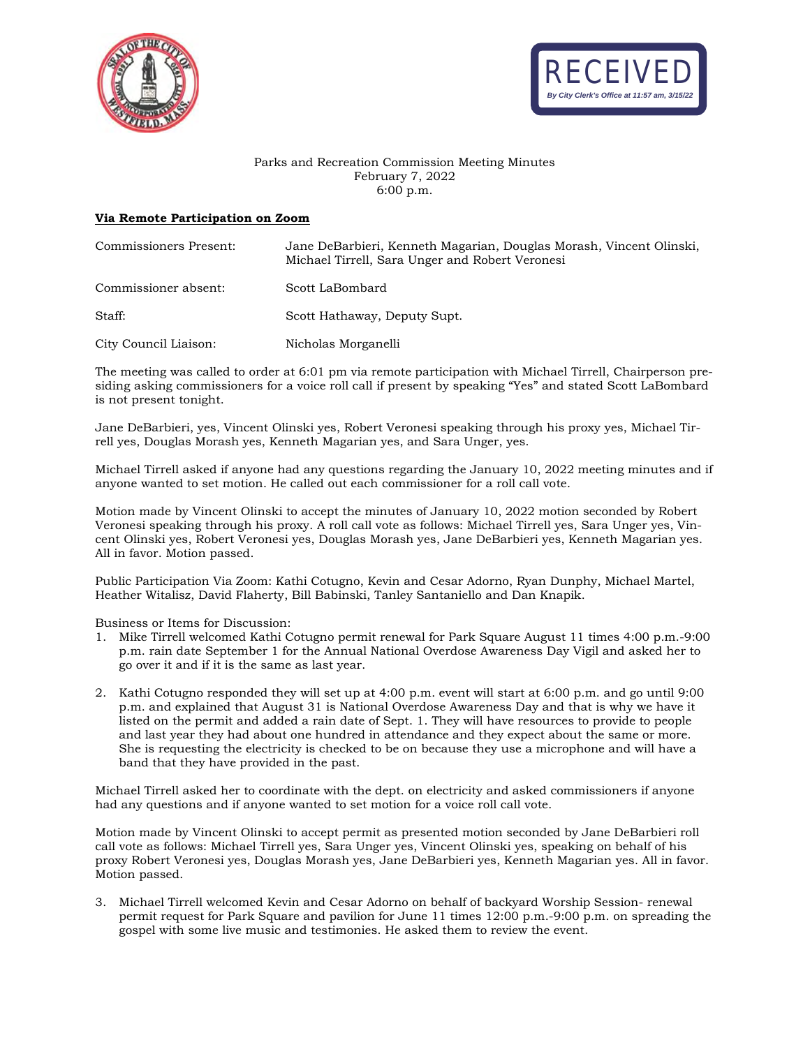RECEIVED
*By City Clerk's Office at 11:57 am, 3/15/22*

Parks and Recreation Commission Meeting Minutes
February 7, 2022
6:00 p.m.

**Via Remote Participation on Zoom**

| | |
|---|---|
| Commissioners Present: | Jane DeBarbieri, Kenneth Magarian, Douglas Morash, Vincent Olinski, Michael Tirrell, Sara Unger and Robert Veronesi |
| Commissioner absent: | Scott LaBombard |
| Staff: | Scott Hathaway, Deputy Supt. |
| City Council Liaison: | Nicholas Morganelli |

The meeting was called to order at 6:01 pm via remote participation with Michael Tirrell, Chairperson presiding asking commissioners for a voice roll call if present by speaking "Yes" and stated Scott LaBombard is not present tonight.

Jane DeBarbieri, yes, Vincent Olinski yes, Robert Veronesi speaking through his proxy yes, Michael Tirrell yes, Douglas Morash yes, Kenneth Magarian yes, and Sara Unger, yes.

Michael Tirrell asked if anyone had any questions regarding the January 10, 2022 meeting minutes and if anyone wanted to set motion. He called out each commissioner for a roll call vote.

Motion made by Vincent Olinski to accept the minutes of January 10, 2022 motion seconded by Robert Veronesi speaking through his proxy. A roll call vote as follows: Michael Tirrell yes, Sara Unger yes, Vincent Olinski yes, Robert Veronesi yes, Douglas Morash yes, Jane DeBarbieri yes, Kenneth Magarian yes. All in favor. Motion passed.

Public Participation Via Zoom: Kathi Cotugno, Kevin and Cesar Adorno, Ryan Dunphy, Michael Martel, Heather Witalisz, David Flaherty, Bill Babinski, Tanley Santaniello and Dan Knapik.

Business or Items for Discussion:

1. Mike Tirrell welcomed Kathi Cotugno permit renewal for Park Square August 11 times 4:00 p.m.-9:00 p.m. rain date September 1 for the Annual National Overdose Awareness Day Vigil and asked her to go over it and if it is the same as last year.

2. Kathi Cotugno responded they will set up at 4:00 p.m. event will start at 6:00 p.m. and go until 9:00 p.m. and explained that August 31 is National Overdose Awareness Day and that is why we have it listed on the permit and added a rain date of Sept. 1. They will have resources to provide to people and last year they had about one hundred in attendance and they expect about the same or more. She is requesting the electricity is checked to be on because they use a microphone and will have a band that they have provided in the past.

Michael Tirrell asked her to coordinate with the dept. on electricity and asked commissioners if anyone had any questions and if anyone wanted to set motion for a voice roll call vote.

Motion made by Vincent Olinski to accept permit as presented motion seconded by Jane DeBarbieri roll call vote as follows: Michael Tirrell yes, Sara Unger yes, Vincent Olinski yes, speaking on behalf of his proxy Robert Veronesi yes, Douglas Morash yes, Jane DeBarbieri yes, Kenneth Magarian yes. All in favor. Motion passed.

3. Michael Tirrell welcomed Kevin and Cesar Adorno on behalf of backyard Worship Session- renewal permit request for Park Square and pavilion for June 11 times 12:00 p.m.-9:00 p.m. on spreading the gospel with some live music and testimonies. He asked them to review the event.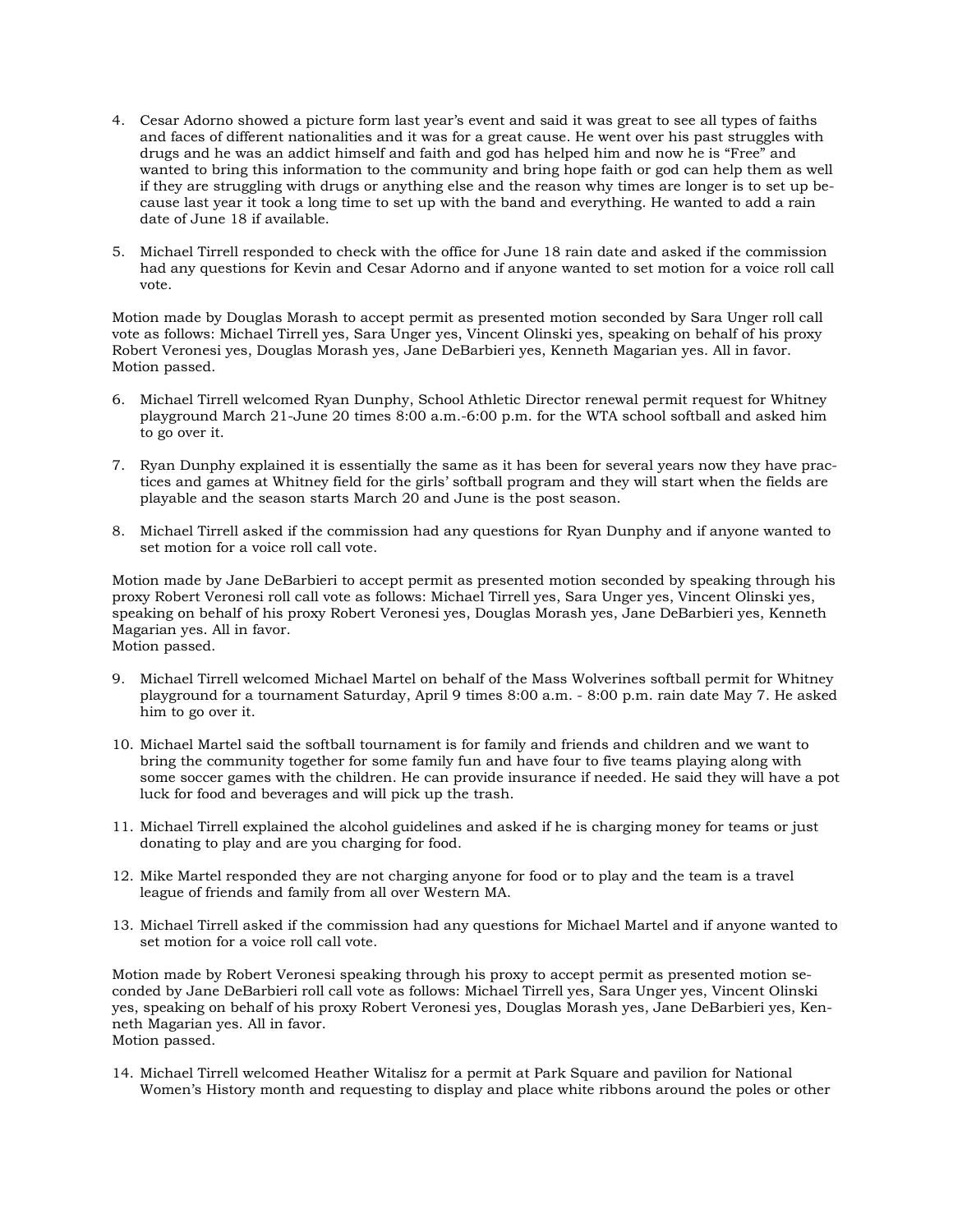4. Cesar Adorno showed a picture form last year's event and said it was great to see all types of faiths and faces of different nationalities and it was for a great cause. He went over his past struggles with drugs and he was an addict himself and faith and god has helped him and now he is "Free" and wanted to bring this information to the community and bring hope faith or god can help them as well if they are struggling with drugs or anything else and the reason why times are longer is to set up because last year it took a long time to set up with the band and everything. He wanted to add a rain date of June 18 if available.

5. Michael Tirrell responded to check with the office for June 18 rain date and asked if the commission had any questions for Kevin and Cesar Adorno and if anyone wanted to set motion for a voice roll call vote.

Motion made by Douglas Morash to accept permit as presented motion seconded by Sara Unger roll call vote as follows: Michael Tirrell yes, Sara Unger yes, Vincent Olinski yes, speaking on behalf of his proxy Robert Veronesi yes, Douglas Morash yes, Jane DeBarbieri yes, Kenneth Magarian yes. All in favor. Motion passed.

6. Michael Tirrell welcomed Ryan Dunphy, School Athletic Director renewal permit request for Whitney playground March 21-June 20 times 8:00 a.m.-6:00 p.m. for the WTA school softball and asked him to go over it.

7. Ryan Dunphy explained it is essentially the same as it has been for several years now they have practices and games at Whitney field for the girls' softball program and they will start when the fields are playable and the season starts March 20 and June is the post season.

8. Michael Tirrell asked if the commission had any questions for Ryan Dunphy and if anyone wanted to set motion for a voice roll call vote.

Motion made by Jane DeBarbieri to accept permit as presented motion seconded by speaking through his proxy Robert Veronesi roll call vote as follows: Michael Tirrell yes, Sara Unger yes, Vincent Olinski yes, speaking on behalf of his proxy Robert Veronesi yes, Douglas Morash yes, Jane DeBarbieri yes, Kenneth Magarian yes. All in favor.
Motion passed.

9. Michael Tirrell welcomed Michael Martel on behalf of the Mass Wolverines softball permit for Whitney playground for a tournament Saturday, April 9 times 8:00 a.m. - 8:00 p.m. rain date May 7. He asked him to go over it.

10. Michael Martel said the softball tournament is for family and friends and children and we want to bring the community together for some family fun and have four to five teams playing along with some soccer games with the children. He can provide insurance if needed. He said they will have a pot luck for food and beverages and will pick up the trash.

11. Michael Tirrell explained the alcohol guidelines and asked if he is charging money for teams or just donating to play and are you charging for food.

12. Mike Martel responded they are not charging anyone for food or to play and the team is a travel league of friends and family from all over Western MA.

13. Michael Tirrell asked if the commission had any questions for Michael Martel and if anyone wanted to set motion for a voice roll call vote.

Motion made by Robert Veronesi speaking through his proxy to accept permit as presented motion seconded by Jane DeBarbieri roll call vote as follows: Michael Tirrell yes, Sara Unger yes, Vincent Olinski yes, speaking on behalf of his proxy Robert Veronesi yes, Douglas Morash yes, Jane DeBarbieri yes, Kenneth Magarian yes. All in favor.
Motion passed.

14. Michael Tirrell welcomed Heather Witalisz for a permit at Park Square and pavilion for National Women's History month and requesting to display and place white ribbons around the poles or other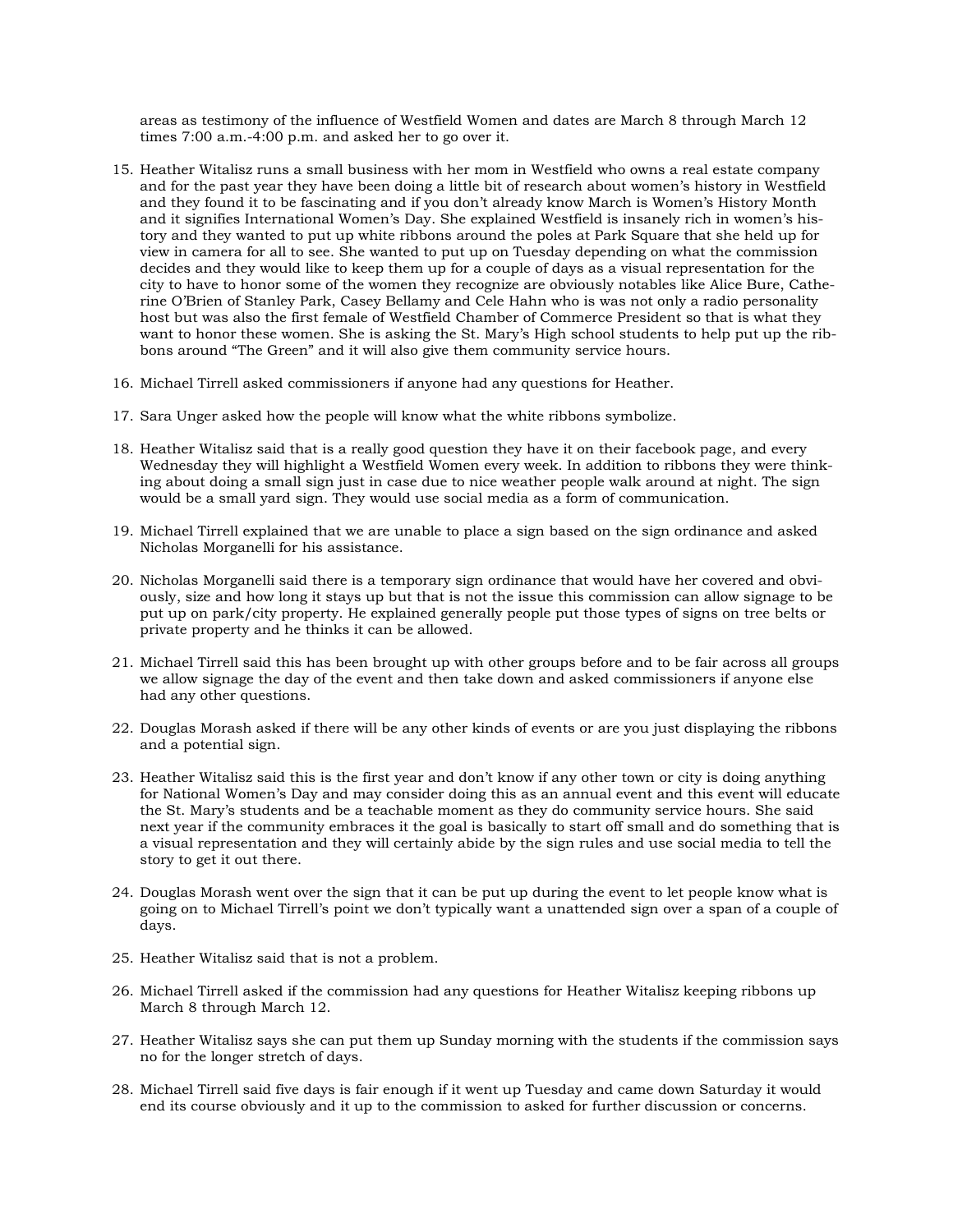areas as testimony of the influence of Westfield Women and dates are March 8 through March 12 times 7:00 a.m.-4:00 p.m. and asked her to go over it.

15. Heather Witalisz runs a small business with her mom in Westfield who owns a real estate company and for the past year they have been doing a little bit of research about women's history in Westfield and they found it to be fascinating and if you don't already know March is Women's History Month and it signifies International Women's Day. She explained Westfield is insanely rich in women's history and they wanted to put up white ribbons around the poles at Park Square that she held up for view in camera for all to see. She wanted to put up on Tuesday depending on what the commission decides and they would like to keep them up for a couple of days as a visual representation for the city to have to honor some of the women they recognize are obviously notables like Alice Bure, Catherine O'Brien of Stanley Park, Casey Bellamy and Cele Hahn who is was not only a radio personality host but was also the first female of Westfield Chamber of Commerce President so that is what they want to honor these women. She is asking the St. Mary's High school students to help put up the ribbons around "The Green" and it will also give them community service hours.

16. Michael Tirrell asked commissioners if anyone had any questions for Heather.

17. Sara Unger asked how the people will know what the white ribbons symbolize.

18. Heather Witalisz said that is a really good question they have it on their facebook page, and every Wednesday they will highlight a Westfield Women every week. In addition to ribbons they were thinking about doing a small sign just in case due to nice weather people walk around at night. The sign would be a small yard sign. They would use social media as a form of communication.

19. Michael Tirrell explained that we are unable to place a sign based on the sign ordinance and asked Nicholas Morganelli for his assistance.

20. Nicholas Morganelli said there is a temporary sign ordinance that would have her covered and obviously, size and how long it stays up but that is not the issue this commission can allow signage to be put up on park/city property. He explained generally people put those types of signs on tree belts or private property and he thinks it can be allowed.

21. Michael Tirrell said this has been brought up with other groups before and to be fair across all groups we allow signage the day of the event and then take down and asked commissioners if anyone else had any other questions.

22. Douglas Morash asked if there will be any other kinds of events or are you just displaying the ribbons and a potential sign.

23. Heather Witalisz said this is the first year and don't know if any other town or city is doing anything for National Women's Day and may consider doing this as an annual event and this event will educate the St. Mary's students and be a teachable moment as they do community service hours. She said next year if the community embraces it the goal is basically to start off small and do something that is a visual representation and they will certainly abide by the sign rules and use social media to tell the story to get it out there.

24. Douglas Morash went over the sign that it can be put up during the event to let people know what is going on to Michael Tirrell's point we don't typically want a unattended sign over a span of a couple of days.

25. Heather Witalisz said that is not a problem.

26. Michael Tirrell asked if the commission had any questions for Heather Witalisz keeping ribbons up March 8 through March 12.

27. Heather Witalisz says she can put them up Sunday morning with the students if the commission says no for the longer stretch of days.

28. Michael Tirrell said five days is fair enough if it went up Tuesday and came down Saturday it would end its course obviously and it up to the commission to asked for further discussion or concerns.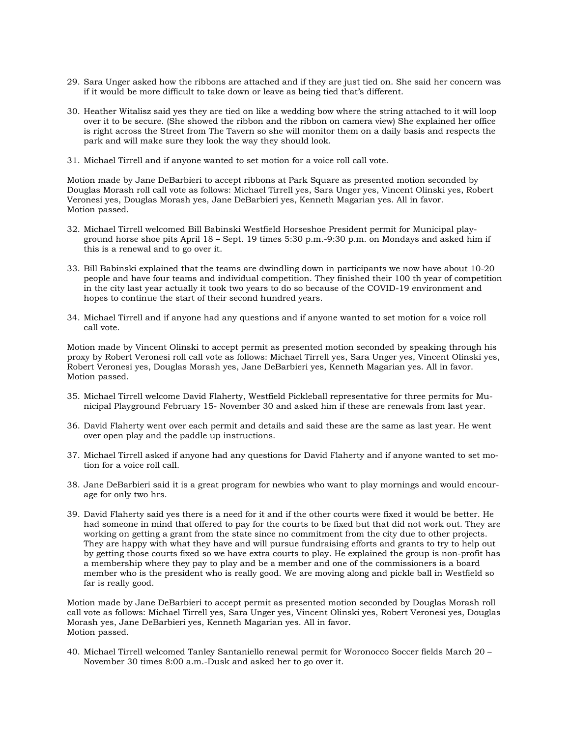29. Sara Unger asked how the ribbons are attached and if they are just tied on. She said her concern was if it would be more difficult to take down or leave as being tied that's different.

30. Heather Witalisz said yes they are tied on like a wedding bow where the string attached to it will loop over it to be secure. (She showed the ribbon and the ribbon on camera view) She explained her office is right across the Street from The Tavern so she will monitor them on a daily basis and respects the park and will make sure they look the way they should look.

31. Michael Tirrell and if anyone wanted to set motion for a voice roll call vote.

Motion made by Jane DeBarbieri to accept ribbons at Park Square as presented motion seconded by Douglas Morash roll call vote as follows: Michael Tirrell yes, Sara Unger yes, Vincent Olinski yes, Robert Veronesi yes, Douglas Morash yes, Jane DeBarbieri yes, Kenneth Magarian yes. All in favor. Motion passed.

32. Michael Tirrell welcomed Bill Babinski Westfield Horseshoe President permit for Municipal playground horse shoe pits April 18 – Sept. 19 times 5:30 p.m.-9:30 p.m. on Mondays and asked him if this is a renewal and to go over it.

33. Bill Babinski explained that the teams are dwindling down in participants we now have about 10-20 people and have four teams and individual competition. They finished their 100 th year of competition in the city last year actually it took two years to do so because of the COVID-19 environment and hopes to continue the start of their second hundred years.

34. Michael Tirrell and if anyone had any questions and if anyone wanted to set motion for a voice roll call vote.

Motion made by Vincent Olinski to accept permit as presented motion seconded by speaking through his proxy by Robert Veronesi roll call vote as follows: Michael Tirrell yes, Sara Unger yes, Vincent Olinski yes, Robert Veronesi yes, Douglas Morash yes, Jane DeBarbieri yes, Kenneth Magarian yes. All in favor. Motion passed.

35. Michael Tirrell welcome David Flaherty, Westfield Pickleball representative for three permits for Municipal Playground February 15- November 30 and asked him if these are renewals from last year.

36. David Flaherty went over each permit and details and said these are the same as last year. He went over open play and the paddle up instructions.

37. Michael Tirrell asked if anyone had any questions for David Flaherty and if anyone wanted to set motion for a voice roll call.

38. Jane DeBarbieri said it is a great program for newbies who want to play mornings and would encourage for only two hrs.

39. David Flaherty said yes there is a need for it and if the other courts were fixed it would be better. He had someone in mind that offered to pay for the courts to be fixed but that did not work out. They are working on getting a grant from the state since no commitment from the city due to other projects. They are happy with what they have and will pursue fundraising efforts and grants to try to help out by getting those courts fixed so we have extra courts to play. He explained the group is non-profit has a membership where they pay to play and be a member and one of the commissioners is a board member who is the president who is really good. We are moving along and pickle ball in Westfield so far is really good.

Motion made by Jane DeBarbieri to accept permit as presented motion seconded by Douglas Morash roll call vote as follows: Michael Tirrell yes, Sara Unger yes, Vincent Olinski yes, Robert Veronesi yes, Douglas Morash yes, Jane DeBarbieri yes, Kenneth Magarian yes. All in favor. Motion passed.

40. Michael Tirrell welcomed Tanley Santaniello renewal permit for Woronocco Soccer fields March 20 – November 30 times 8:00 a.m.-Dusk and asked her to go over it.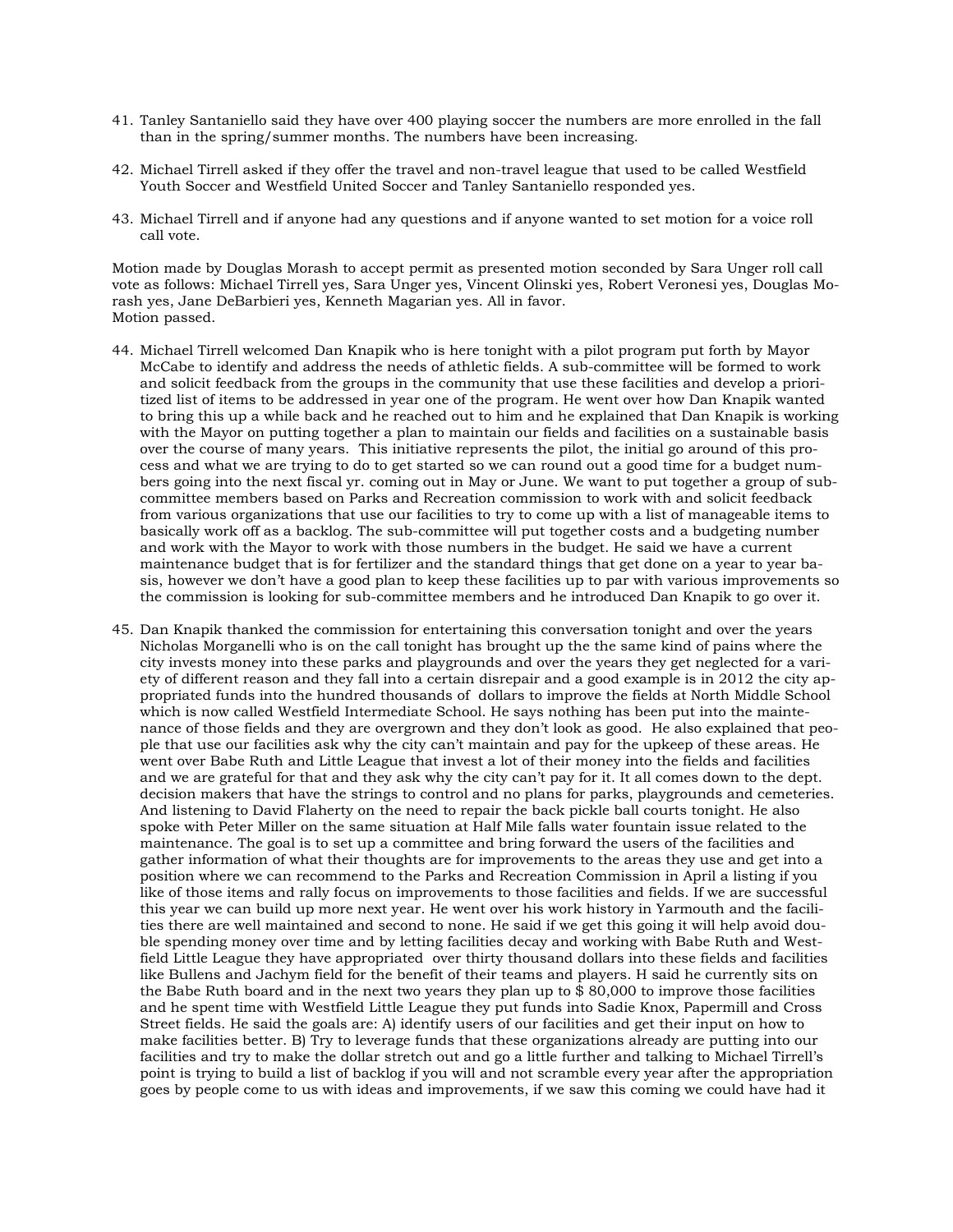41. Tanley Santaniello said they have over 400 playing soccer the numbers are more enrolled in the fall than in the spring/summer months. The numbers have been increasing.

42. Michael Tirrell asked if they offer the travel and non-travel league that used to be called Westfield Youth Soccer and Westfield United Soccer and Tanley Santaniello responded yes.

43. Michael Tirrell and if anyone had any questions and if anyone wanted to set motion for a voice roll call vote.

Motion made by Douglas Morash to accept permit as presented motion seconded by Sara Unger roll call vote as follows: Michael Tirrell yes, Sara Unger yes, Vincent Olinski yes, Robert Veronesi yes, Douglas Morash yes, Jane DeBarbieri yes, Kenneth Magarian yes. All in favor.
Motion passed.

44. Michael Tirrell welcomed Dan Knapik who is here tonight with a pilot program put forth by Mayor McCabe to identify and address the needs of athletic fields. A sub-committee will be formed to work and solicit feedback from the groups in the community that use these facilities and develop a prioritized list of items to be addressed in year one of the program. He went over how Dan Knapik wanted to bring this up a while back and he reached out to him and he explained that Dan Knapik is working with the Mayor on putting together a plan to maintain our fields and facilities on a sustainable basis over the course of many years. This initiative represents the pilot, the initial go around of this process and what we are trying to do to get started so we can round out a good time for a budget numbers going into the next fiscal yr. coming out in May or June. We want to put together a group of sub-committee members based on Parks and Recreation commission to work with and solicit feedback from various organizations that use our facilities to try to come up with a list of manageable items to basically work off as a backlog. The sub-committee will put together costs and a budgeting number and work with the Mayor to work with those numbers in the budget. He said we have a current maintenance budget that is for fertilizer and the standard things that get done on a year to year basis, however we don't have a good plan to keep these facilities up to par with various improvements so the commission is looking for sub-committee members and he introduced Dan Knapik to go over it.

45. Dan Knapik thanked the commission for entertaining this conversation tonight and over the years Nicholas Morganelli who is on the call tonight has brought up the the same kind of pains where the city invests money into these parks and playgrounds and over the years they get neglected for a variety of different reason and they fall into a certain disrepair and a good example is in 2012 the city appropriated funds into the hundred thousands of dollars to improve the fields at North Middle School which is now called Westfield Intermediate School. He says nothing has been put into the maintenance of those fields and they are overgrown and they don't look as good. He also explained that people that use our facilities ask why the city can't maintain and pay for the upkeep of these areas. He went over Babe Ruth and Little League that invest a lot of their money into the fields and facilities and we are grateful for that and they ask why the city can't pay for it. It all comes down to the dept. decision makers that have the strings to control and no plans for parks, playgrounds and cemeteries. And listening to David Flaherty on the need to repair the back pickle ball courts tonight. He also spoke with Peter Miller on the same situation at Half Mile falls water fountain issue related to the maintenance. The goal is to set up a committee and bring forward the users of the facilities and gather information of what their thoughts are for improvements to the areas they use and get into a position where we can recommend to the Parks and Recreation Commission in April a listing if you like of those items and rally focus on improvements to those facilities and fields. If we are successful this year we can build up more next year. He went over his work history in Yarmouth and the facilities there are well maintained and second to none. He said if we get this going it will help avoid double spending money over time and by letting facilities decay and working with Babe Ruth and Westfield Little League they have appropriated over thirty thousand dollars into these fields and facilities like Bullens and Jachym field for the benefit of their teams and players. H said he currently sits on the Babe Ruth board and in the next two years they plan up to $ 80,000 to improve those facilities and he spent time with Westfield Little League they put funds into Sadie Knox, Papermill and Cross Street fields. He said the goals are: A) identify users of our facilities and get their input on how to make facilities better. B) Try to leverage funds that these organizations already are putting into our facilities and try to make the dollar stretch out and go a little further and talking to Michael Tirrell's point is trying to build a list of backlog if you will and not scramble every year after the appropriation goes by people come to us with ideas and improvements, if we saw this coming we could have had it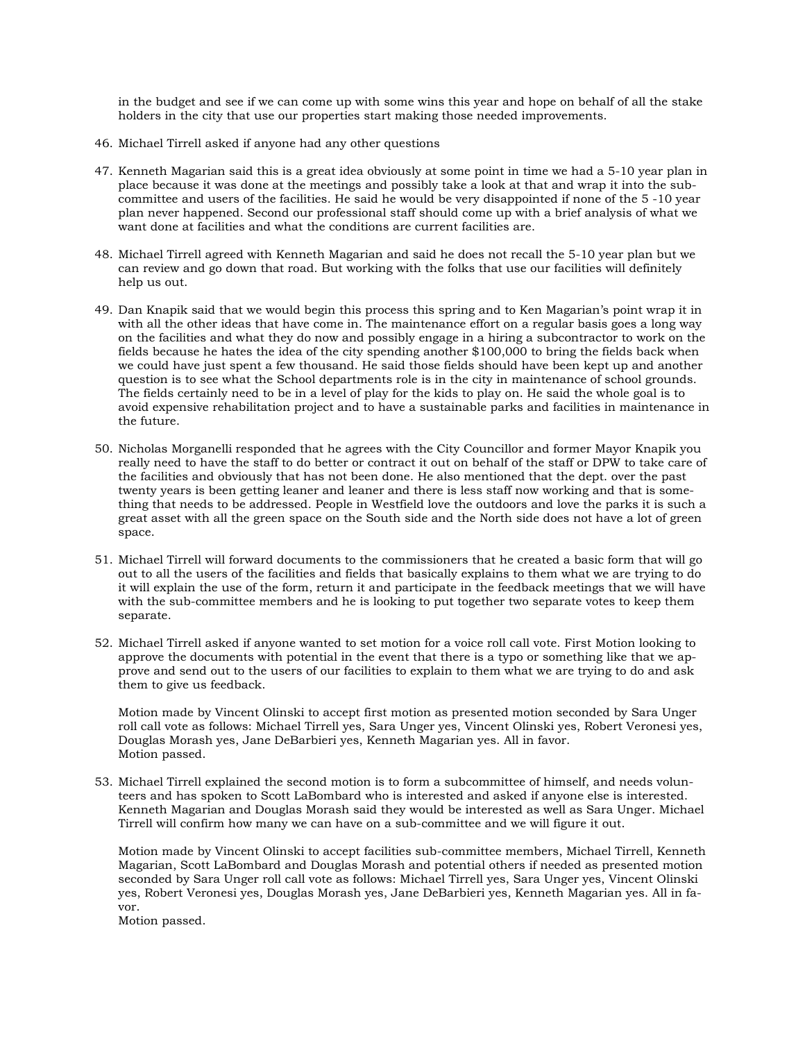in the budget and see if we can come up with some wins this year and hope on behalf of all the stake holders in the city that use our properties start making those needed improvements.

46. Michael Tirrell asked if anyone had any other questions

47. Kenneth Magarian said this is a great idea obviously at some point in time we had a 5-10 year plan in place because it was done at the meetings and possibly take a look at that and wrap it into the sub-committee and users of the facilities. He said he would be very disappointed if none of the 5 -10 year plan never happened. Second our professional staff should come up with a brief analysis of what we want done at facilities and what the conditions are current facilities are.

48. Michael Tirrell agreed with Kenneth Magarian and said he does not recall the 5-10 year plan but we can review and go down that road. But working with the folks that use our facilities will definitely help us out.

49. Dan Knapik said that we would begin this process this spring and to Ken Magarian's point wrap it in with all the other ideas that have come in. The maintenance effort on a regular basis goes a long way on the facilities and what they do now and possibly engage in a hiring a subcontractor to work on the fields because he hates the idea of the city spending another $100,000 to bring the fields back when we could have just spent a few thousand. He said those fields should have been kept up and another question is to see what the School departments role is in the city in maintenance of school grounds. The fields certainly need to be in a level of play for the kids to play on. He said the whole goal is to avoid expensive rehabilitation project and to have a sustainable parks and facilities in maintenance in the future.

50. Nicholas Morganelli responded that he agrees with the City Councillor and former Mayor Knapik you really need to have the staff to do better or contract it out on behalf of the staff or DPW to take care of the facilities and obviously that has not been done. He also mentioned that the dept. over the past twenty years is been getting leaner and leaner and there is less staff now working and that is something that needs to be addressed. People in Westfield love the outdoors and love the parks it is such a great asset with all the green space on the South side and the North side does not have a lot of green space.

51. Michael Tirrell will forward documents to the commissioners that he created a basic form that will go out to all the users of the facilities and fields that basically explains to them what we are trying to do it will explain the use of the form, return it and participate in the feedback meetings that we will have with the sub-committee members and he is looking to put together two separate votes to keep them separate.

52. Michael Tirrell asked if anyone wanted to set motion for a voice roll call vote. First Motion looking to approve the documents with potential in the event that there is a typo or something like that we approve and send out to the users of our facilities to explain to them what we are trying to do and ask them to give us feedback.

    Motion made by Vincent Olinski to accept first motion as presented motion seconded by Sara Unger roll call vote as follows: Michael Tirrell yes, Sara Unger yes, Vincent Olinski yes, Robert Veronesi yes, Douglas Morash yes, Jane DeBarbieri yes, Kenneth Magarian yes. All in favor.
    Motion passed.

53. Michael Tirrell explained the second motion is to form a subcommittee of himself, and needs volunteers and has spoken to Scott LaBombard who is interested and asked if anyone else is interested. Kenneth Magarian and Douglas Morash said they would be interested as well as Sara Unger. Michael Tirrell will confirm how many we can have on a sub-committee and we will figure it out.

    Motion made by Vincent Olinski to accept facilities sub-committee members, Michael Tirrell, Kenneth Magarian, Scott LaBombard and Douglas Morash and potential others if needed as presented motion seconded by Sara Unger roll call vote as follows: Michael Tirrell yes, Sara Unger yes, Vincent Olinski yes, Robert Veronesi yes, Douglas Morash yes, Jane DeBarbieri yes, Kenneth Magarian yes. All in favor.
    Motion passed.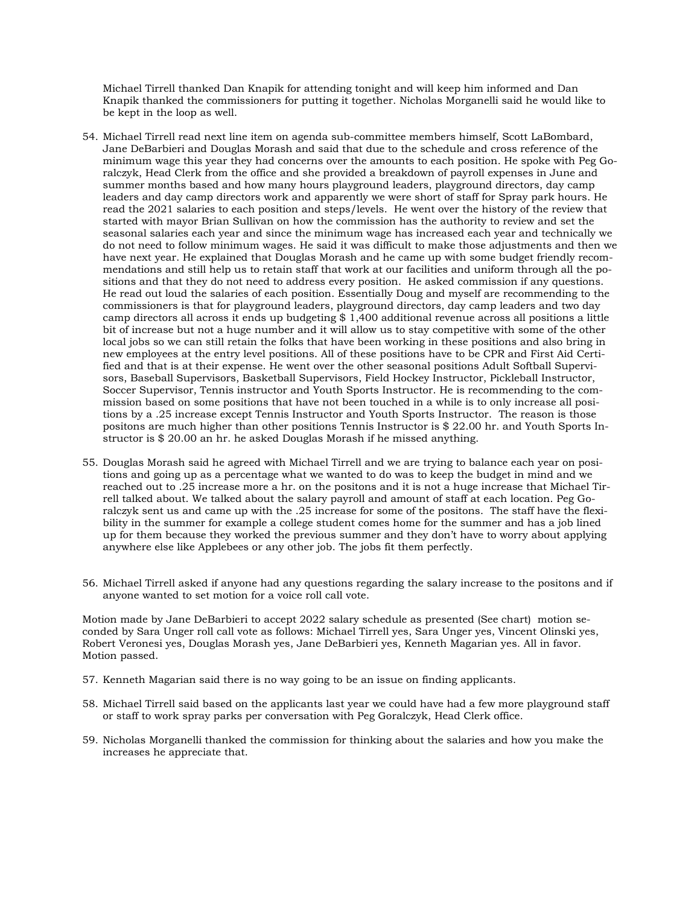Michael Tirrell thanked Dan Knapik for attending tonight and will keep him informed and Dan Knapik thanked the commissioners for putting it together. Nicholas Morganelli said he would like to be kept in the loop as well.

54. Michael Tirrell read next line item on agenda sub-committee members himself, Scott LaBombard, Jane DeBarbieri and Douglas Morash and said that due to the schedule and cross reference of the minimum wage this year they had concerns over the amounts to each position. He spoke with Peg Goralczyk, Head Clerk from the office and she provided a breakdown of payroll expenses in June and summer months based and how many hours playground leaders, playground directors, day camp leaders and day camp directors work and apparently we were short of staff for Spray park hours. He read the 2021 salaries to each position and steps/levels. He went over the history of the review that started with mayor Brian Sullivan on how the commission has the authority to review and set the seasonal salaries each year and since the minimum wage has increased each year and technically we do not need to follow minimum wages. He said it was difficult to make those adjustments and then we have next year. He explained that Douglas Morash and he came up with some budget friendly recommendations and still help us to retain staff that work at our facilities and uniform through all the positions and that they do not need to address every position. He asked commission if any questions. He read out loud the salaries of each position. Essentially Doug and myself are recommending to the commissioners is that for playground leaders, playground directors, day camp leaders and two day camp directors all across it ends up budgeting $ 1,400 additional revenue across all positions a little bit of increase but not a huge number and it will allow us to stay competitive with some of the other local jobs so we can still retain the folks that have been working in these positions and also bring in new employees at the entry level positions. All of these positions have to be CPR and First Aid Certified and that is at their expense. He went over the other seasonal positions Adult Softball Supervisors, Baseball Supervisors, Basketball Supervisors, Field Hockey Instructor, Pickleball Instructor, Soccer Supervisor, Tennis instructor and Youth Sports Instructor. He is recommending to the commission based on some positions that have not been touched in a while is to only increase all positions by a .25 increase except Tennis Instructor and Youth Sports Instructor. The reason is those positons are much higher than other positions Tennis Instructor is $ 22.00 hr. and Youth Sports Instructor is $ 20.00 an hr. he asked Douglas Morash if he missed anything.

55. Douglas Morash said he agreed with Michael Tirrell and we are trying to balance each year on positions and going up as a percentage what we wanted to do was to keep the budget in mind and we reached out to .25 increase more a hr. on the positons and it is not a huge increase that Michael Tirrell talked about. We talked about the salary payroll and amount of staff at each location. Peg Goralczyk sent us and came up with the .25 increase for some of the positons. The staff have the flexibility in the summer for example a college student comes home for the summer and has a job lined up for them because they worked the previous summer and they don't have to worry about applying anywhere else like Applebees or any other job. The jobs fit them perfectly.

56. Michael Tirrell asked if anyone had any questions regarding the salary increase to the positons and if anyone wanted to set motion for a voice roll call vote.

Motion made by Jane DeBarbieri to accept 2022 salary schedule as presented (See chart) motion seconded by Sara Unger roll call vote as follows: Michael Tirrell yes, Sara Unger yes, Vincent Olinski yes, Robert Veronesi yes, Douglas Morash yes, Jane DeBarbieri yes, Kenneth Magarian yes. All in favor. Motion passed.

57. Kenneth Magarian said there is no way going to be an issue on finding applicants.

58. Michael Tirrell said based on the applicants last year we could have had a few more playground staff or staff to work spray parks per conversation with Peg Goralczyk, Head Clerk office.

59. Nicholas Morganelli thanked the commission for thinking about the salaries and how you make the increases he appreciate that.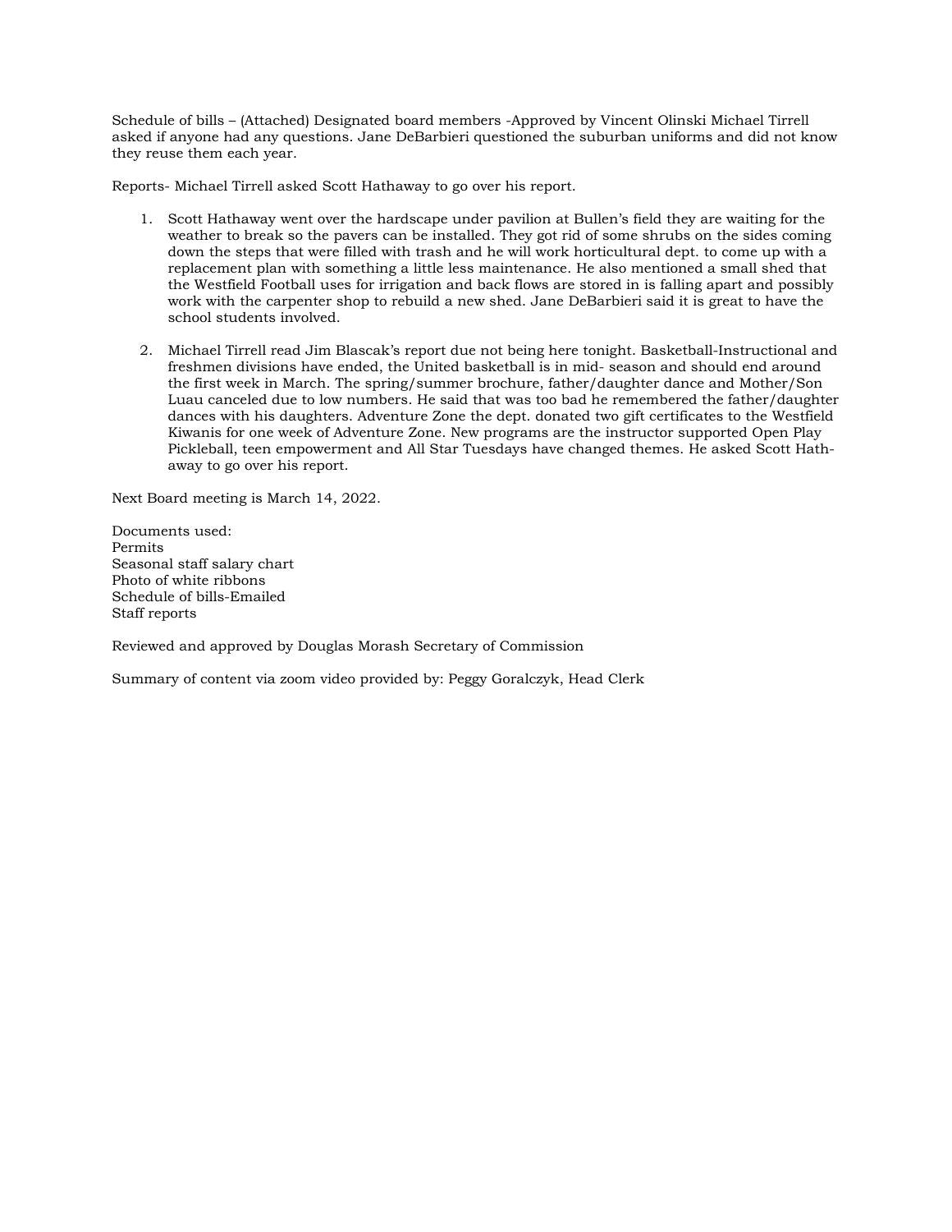Schedule of bills – (Attached) Designated board members -Approved by Vincent Olinski Michael Tirrell asked if anyone had any questions. Jane DeBarbieri questioned the suburban uniforms and did not know they reuse them each year.

Reports- Michael Tirrell asked Scott Hathaway to go over his report.

1. Scott Hathaway went over the hardscape under pavilion at Bullen's field they are waiting for the weather to break so the pavers can be installed. They got rid of some shrubs on the sides coming down the steps that were filled with trash and he will work horticultural dept. to come up with a replacement plan with something a little less maintenance. He also mentioned a small shed that the Westfield Football uses for irrigation and back flows are stored in is falling apart and possibly work with the carpenter shop to rebuild a new shed. Jane DeBarbieri said it is great to have the school students involved.

2. Michael Tirrell read Jim Blascak's report due not being here tonight. Basketball-Instructional and freshmen divisions have ended, the United basketball is in mid- season and should end around the first week in March. The spring/summer brochure, father/daughter dance and Mother/Son Luau canceled due to low numbers. He said that was too bad he remembered the father/daughter dances with his daughters. Adventure Zone the dept. donated two gift certificates to the Westfield Kiwanis for one week of Adventure Zone. New programs are the instructor supported Open Play Pickleball, teen empowerment and All Star Tuesdays have changed themes. He asked Scott Hathaway to go over his report.

Next Board meeting is March 14, 2022.

Documents used:
Permits
Seasonal staff salary chart
Photo of white ribbons
Schedule of bills-Emailed
Staff reports

Reviewed and approved by Douglas Morash Secretary of Commission

Summary of content via zoom video provided by: Peggy Goralczyk, Head Clerk